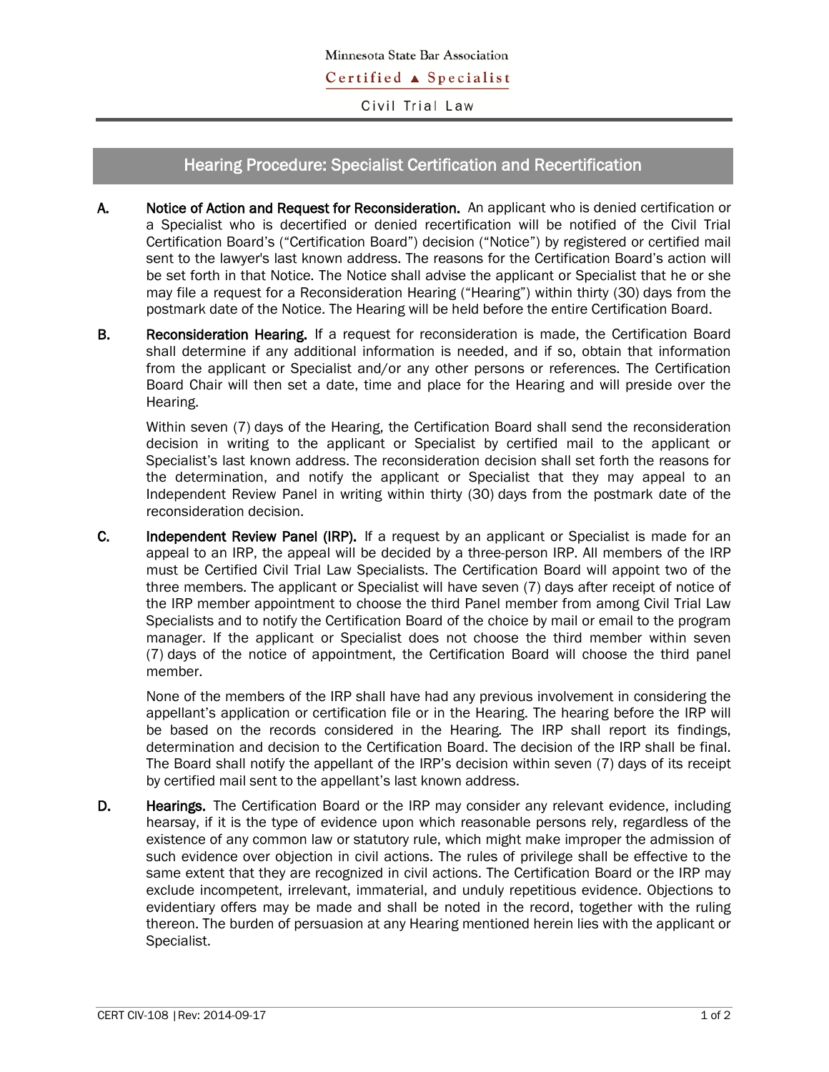Minnesota State Bar Association

Certified ▲ Specialist

Civil Trial Law

## Hearing Procedure: Specialist Certification and Recertification

**A. Notice of Action and Request for Reconsideration.** An applicant who is denied certification or a Specialist who is decertified or denied recertification will be notified of the Civil Trial Certification Board's ("Certification Board") decision ("Notice") by registered or certified mail sent to the lawyer's last known address. The reasons for the Certification Board's action will be set forth in that Notice. The Notice shall advise the applicant or Specialist that he or she may file a request for a Reconsideration Hearing ("Hearing") within thirty (30) days from the postmark date of the Notice. The Hearing will be held before the entire Certification Board.

**B. Reconsideration Hearing.** If a request for reconsideration is made, the Certification Board shall determine if any additional information is needed, and if so, obtain that information from the applicant or Specialist and/or any other persons or references. The Certification Board Chair will then set a date, time and place for the Hearing and will preside over the Hearing.

Within seven (7) days of the Hearing, the Certification Board shall send the reconsideration decision in writing to the applicant or Specialist by certified mail to the applicant or Specialist's last known address. The reconsideration decision shall set forth the reasons for the determination, and notify the applicant or Specialist that they may appeal to an Independent Review Panel in writing within thirty (30) days from the postmark date of the reconsideration decision.

**C. Independent Review Panel (IRP).** If a request by an applicant or Specialist is made for an appeal to an IRP, the appeal will be decided by a three-person IRP. All members of the IRP must be Certified Civil Trial Law Specialists. The Certification Board will appoint two of the three members. The applicant or Specialist will have seven (7) days after receipt of notice of the IRP member appointment to choose the third Panel member from among Civil Trial Law Specialists and to notify the Certification Board of the choice by mail or email to the program manager. If the applicant or Specialist does not choose the third member within seven (7) days of the notice of appointment, the Certification Board will choose the third panel member.

None of the members of the IRP shall have had any previous involvement in considering the appellant's application or certification file or in the Hearing. The hearing before the IRP will be based on the records considered in the Hearing. The IRP shall report its findings, determination and decision to the Certification Board. The decision of the IRP shall be final. The Board shall notify the appellant of the IRP's decision within seven (7) days of its receipt by certified mail sent to the appellant's last known address.

**D. Hearings.** The Certification Board or the IRP may consider any relevant evidence, including hearsay, if it is the type of evidence upon which reasonable persons rely, regardless of the existence of any common law or statutory rule, which might make improper the admission of such evidence over objection in civil actions. The rules of privilege shall be effective to the same extent that they are recognized in civil actions. The Certification Board or the IRP may exclude incompetent, irrelevant, immaterial, and unduly repetitious evidence. Objections to evidentiary offers may be made and shall be noted in the record, together with the ruling thereon. The burden of persuasion at any Hearing mentioned herein lies with the applicant or Specialist.

CERT CIV-108 | Rev: 2014-09-17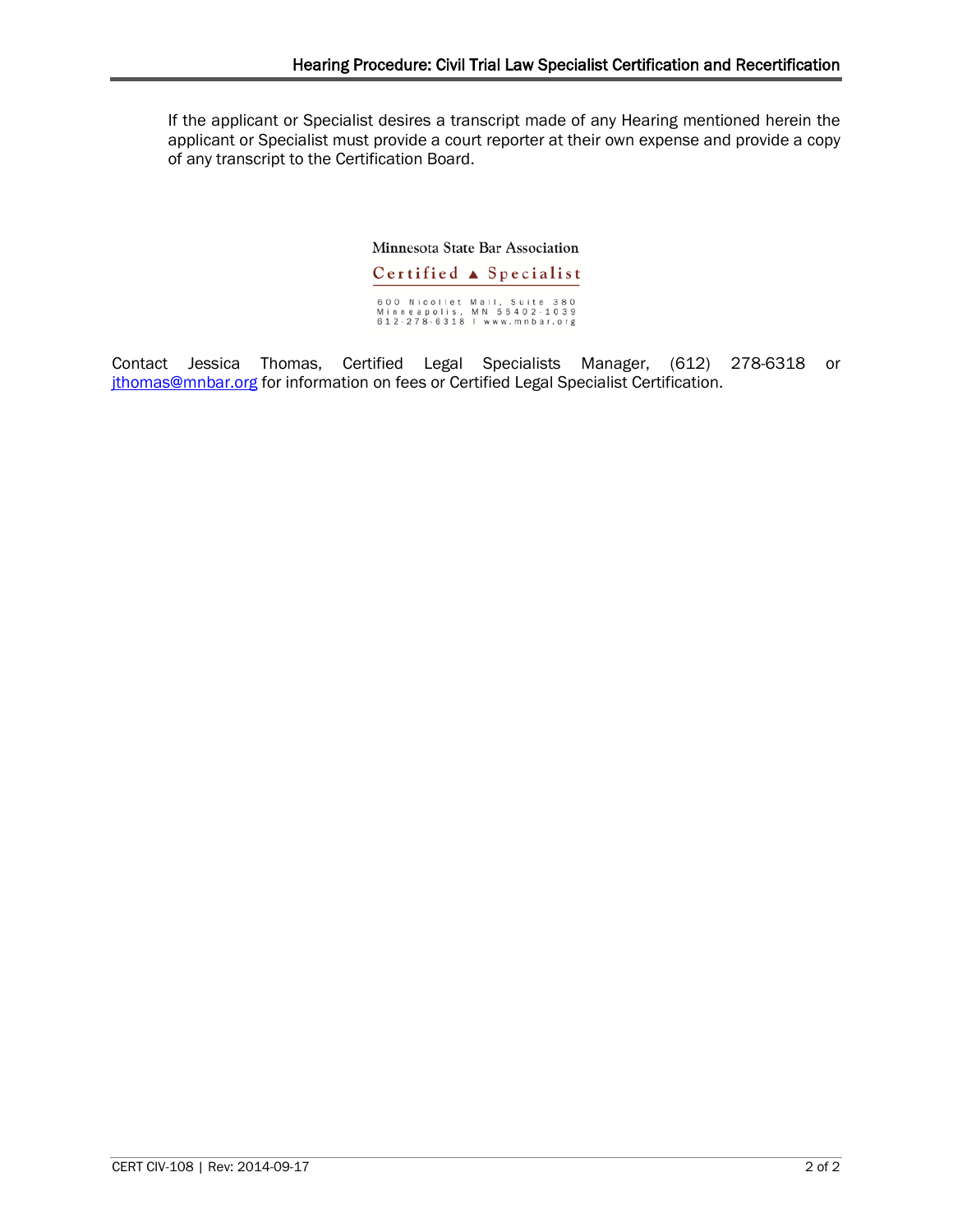If the applicant or Specialist desires a transcript made of any Hearing mentioned herein the applicant or Specialist must provide a court reporter at their own expense and provide a copy of any transcript to the Certification Board.

Minnesota State Bar Association

Certified ▲ Specialist

600 Nicollet Mall, Suite 380
Minneapolis, MN 55402-1039
612-278-6318 | www.mnbar.org

Contact Jessica Thomas, Certified Legal Specialists Manager, (612) 278-6318 or jthomas@mnbar.org for information on fees or Certified Legal Specialist Certification.

CERT CIV-108 | Rev: 2014-09-17